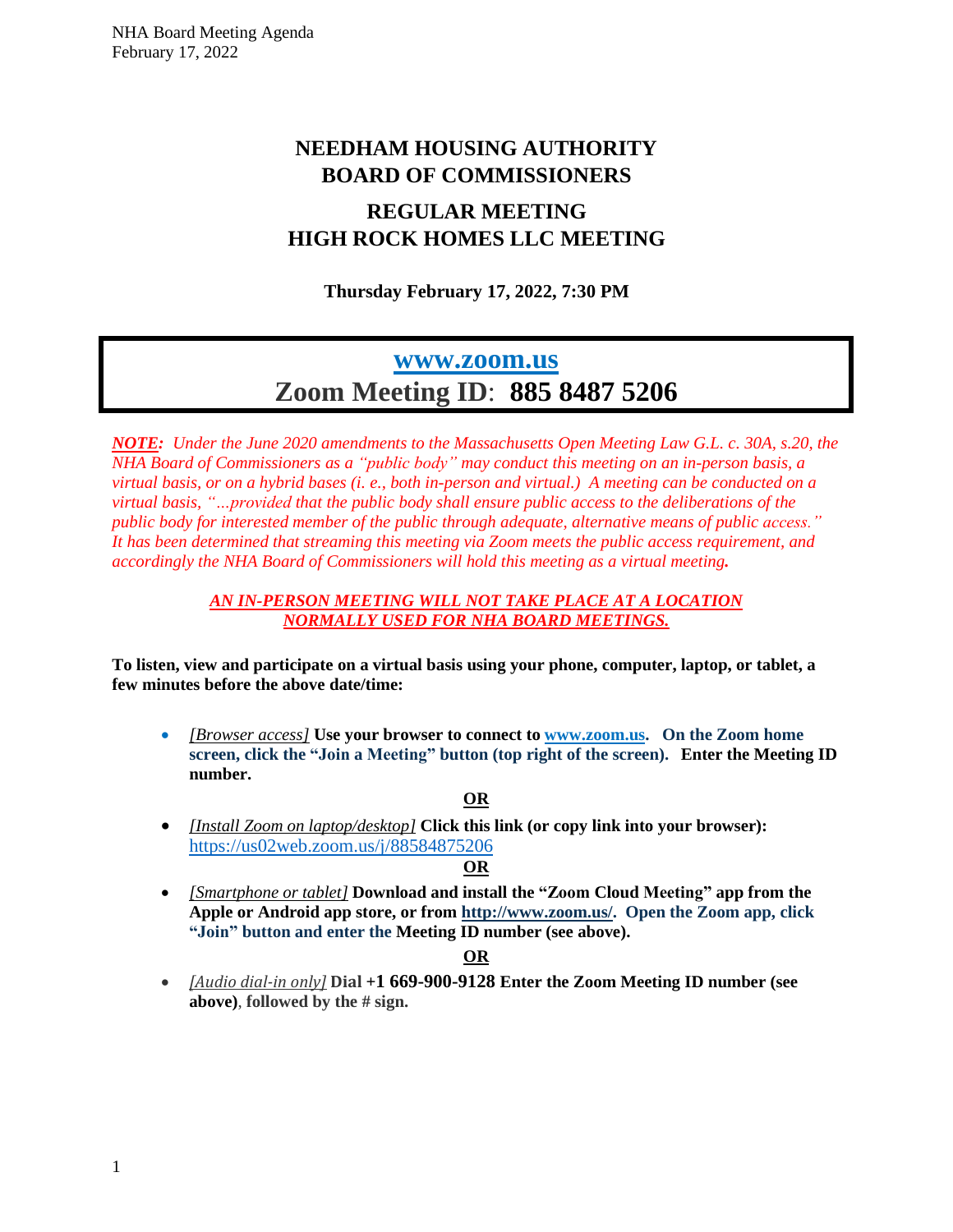# NEEDHAM HOUSING AUTHORITY
# BOARD OF COMMISSIONERS

## REGULAR MEETING
## HIGH ROCK HOMES LLC MEETING

**Thursday February 17, 2022, 7:30 PM**

## www.zoom.us
## Zoom Meeting ID: 885 8487 5206

***NOTE:*** *Under the June 2020 amendments to the Massachusetts Open Meeting Law G.L. c. 30A, s.20, the NHA Board of Commissioners as a "public body" may conduct this meeting on an in-person basis, a virtual basis, or on a hybrid bases (i. e., both in-person and virtual.) A meeting can be conducted on a virtual basis, "...provided that the public body shall ensure public access to the deliberations of the public body for interested member of the public through adequate, alternative means of public access." It has been determined that streaming this meeting via Zoom meets the public access requirement, and accordingly the NHA Board of Commissioners will hold this meeting as a virtual meeting.*

***AN IN-PERSON MEETING WILL NOT TAKE PLACE AT A LOCATION NORMALLY USED FOR NHA BOARD MEETINGS.***

**To listen, view and participate on a virtual basis using your phone, computer, laptop, or tablet, a few minutes before the above date/time:**

- *[Browser access]* **Use your browser to connect to www.zoom.us. On the Zoom home screen, click the "Join a Meeting" button (top right of the screen). Enter the Meeting ID number.**

**OR**

- *[Install Zoom on laptop/desktop]* **Click this link (or copy link into your browser):** https://us02web.zoom.us/j/88584875206

**OR**

- *[Smartphone or tablet]* **Download and install the "Zoom Cloud Meeting" app from the Apple or Android app store, or from http://www.zoom.us/. Open the Zoom app, click "Join" button and enter the Meeting ID number (see above).**

**OR**

- *[Audio dial-in only]* **Dial +1 669-900-9128 Enter the Zoom Meeting ID number (see above), followed by the # sign.**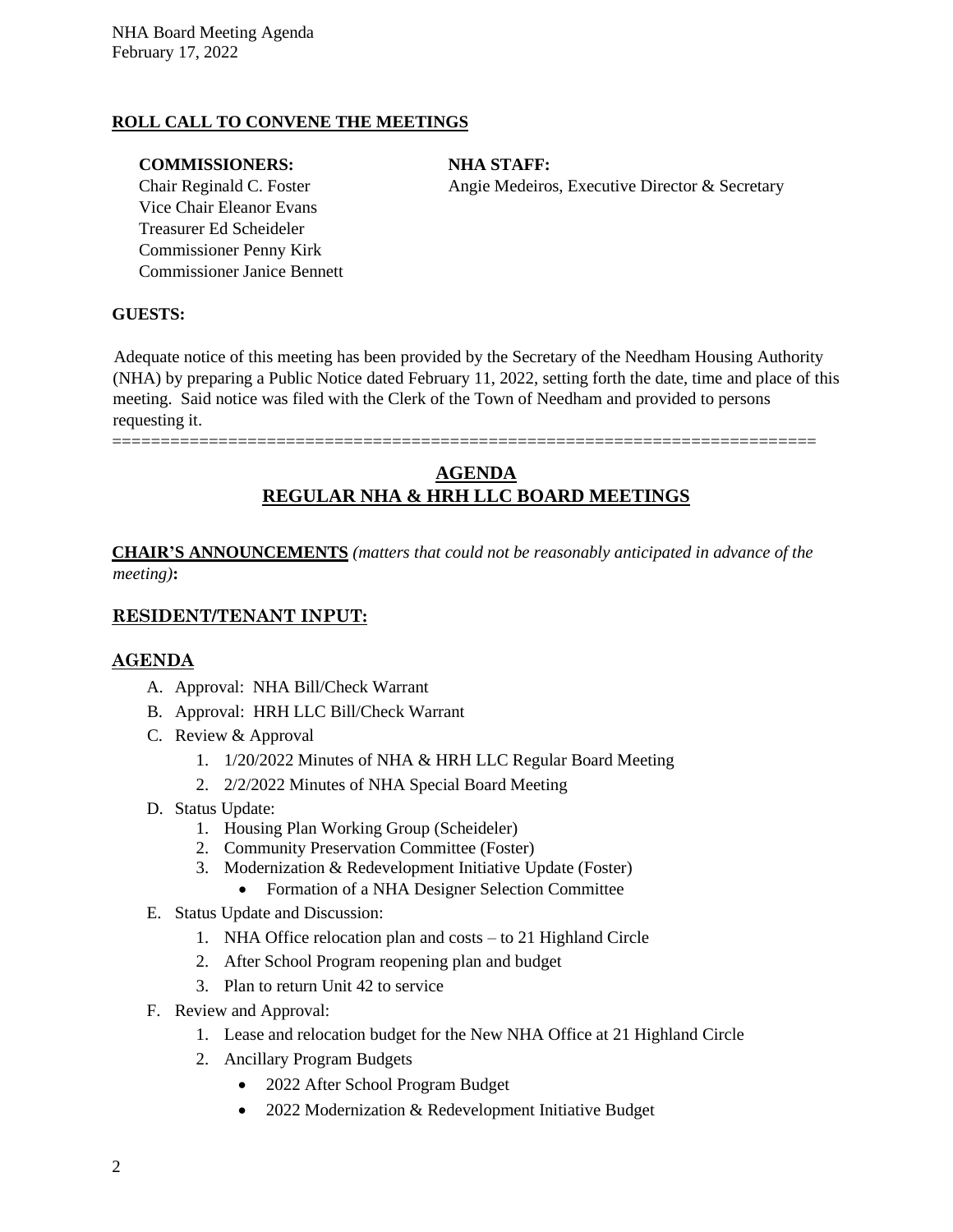**ROLL CALL TO CONVENE THE MEETINGS**

**COMMISSIONERS:**
Chair Reginald C. Foster
Vice Chair Eleanor Evans
Treasurer Ed Scheideler
Commissioner Penny Kirk
Commissioner Janice Bennett

**NHA STAFF:**
Angie Medeiros, Executive Director & Secretary

**GUESTS:**

Adequate notice of this meeting has been provided by the Secretary of the Needham Housing Authority (NHA) by preparing a Public Notice dated February 11, 2022, setting forth the date, time and place of this meeting. Said notice was filed with the Clerk of the Town of Needham and provided to persons requesting it.

========================================================================

## AGENDA
## REGULAR NHA & HRH LLC BOARD MEETINGS

**CHAIR'S ANNOUNCEMENTS** *(matters that could not be reasonably anticipated in advance of the meeting)***:**

## RESIDENT/TENANT INPUT:

## AGENDA

A. Approval: NHA Bill/Check Warrant
B. Approval: HRH LLC Bill/Check Warrant
C. Review & Approval
   1. 1/20/2022 Minutes of NHA & HRH LLC Regular Board Meeting
   2. 2/2/2022 Minutes of NHA Special Board Meeting
D. Status Update:
   1. Housing Plan Working Group (Scheideler)
   2. Community Preservation Committee (Foster)
   3. Modernization & Redevelopment Initiative Update (Foster)
      - Formation of a NHA Designer Selection Committee
E. Status Update and Discussion:
   1. NHA Office relocation plan and costs – to 21 Highland Circle
   2. After School Program reopening plan and budget
   3. Plan to return Unit 42 to service
F. Review and Approval:
   1. Lease and relocation budget for the New NHA Office at 21 Highland Circle
   2. Ancillary Program Budgets
      - 2022 After School Program Budget
      - 2022 Modernization & Redevelopment Initiative Budget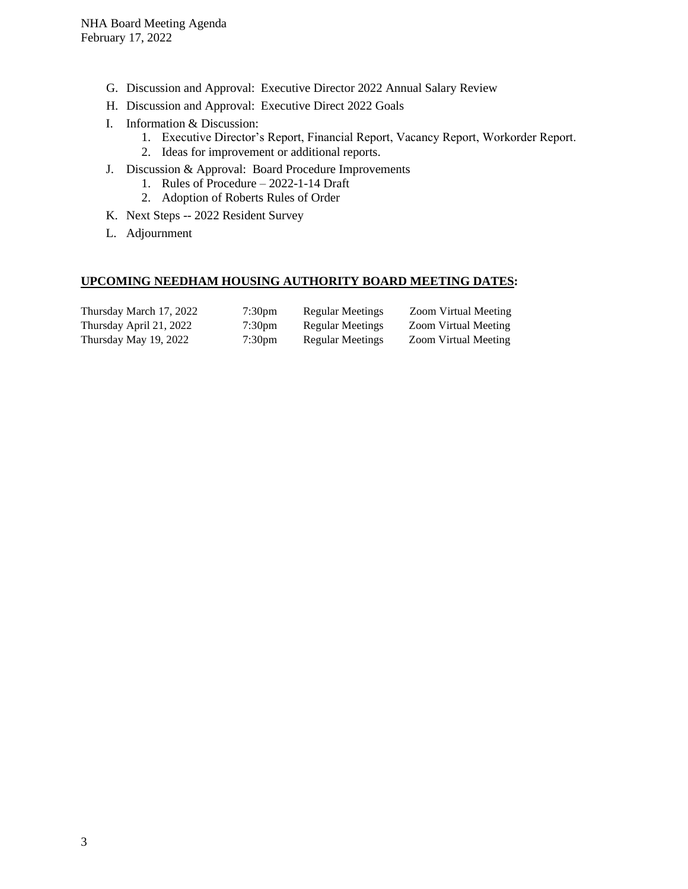G. Discussion and Approval: Executive Director 2022 Annual Salary Review

H. Discussion and Approval: Executive Direct 2022 Goals

I. Information & Discussion:
   1. Executive Director's Report, Financial Report, Vacancy Report, Workorder Report.
   2. Ideas for improvement or additional reports.

J. Discussion & Approval: Board Procedure Improvements
   1. Rules of Procedure – 2022-1-14 Draft
   2. Adoption of Roberts Rules of Order

K. Next Steps -- 2022 Resident Survey

L. Adjournment

**UPCOMING NEEDHAM HOUSING AUTHORITY BOARD MEETING DATES:**

| | | | |
|---|---|---|---|
| Thursday March 17, 2022 | 7:30pm | Regular Meetings | Zoom Virtual Meeting |
| Thursday April 21, 2022 | 7:30pm | Regular Meetings | Zoom Virtual Meeting |
| Thursday May 19, 2022 | 7:30pm | Regular Meetings | Zoom Virtual Meeting |